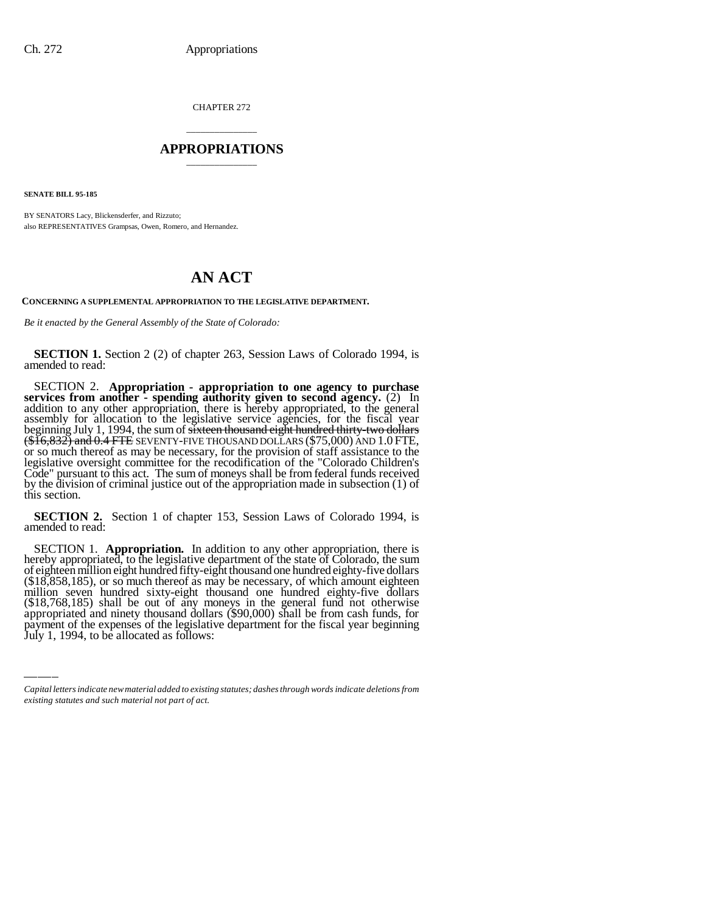CHAPTER 272

# APPROPRIATIONS

**SENATE BILL 95-185**

BY SENATORS Lacy, Blickensderfer, and Rizzuto;
also REPRESENTATIVES Grampsas, Owen, Romero, and Hernandez.

# AN ACT

**CONCERNING A SUPPLEMENTAL APPROPRIATION TO THE LEGISLATIVE DEPARTMENT.**

*Be it enacted by the General Assembly of the State of Colorado:*

**SECTION 1.** Section 2 (2) of chapter 263, Session Laws of Colorado 1994, is amended to read:

SECTION 2. **Appropriation - appropriation to one agency to purchase services from another - spending authority given to second agency.** (2) In addition to any other appropriation, there is hereby appropriated, to the general assembly for allocation to the legislative service agencies, for the fiscal year beginning July 1, 1994, the sum of ~~sixteen thousand eight hundred thirty-two dollars ($16,832) and 0.4 FTE~~ SEVENTY-FIVE THOUSAND DOLLARS ($75,000) AND 1.0 FTE, or so much thereof as may be necessary, for the provision of staff assistance to the legislative oversight committee for the recodification of the "Colorado Children's Code" pursuant to this act. The sum of moneys shall be from federal funds received by the division of criminal justice out of the appropriation made in subsection (1) of this section.

**SECTION 2.** Section 1 of chapter 153, Session Laws of Colorado 1994, is amended to read:

SECTION 1. **Appropriation.** In addition to any other appropriation, there is hereby appropriated, to the legislative department of the state of Colorado, the sum of eighteen million eight hundred fifty-eight thousand one hundred eighty-five dollars ($18,858,185), or so much thereof as may be necessary, of which amount eighteen million seven hundred sixty-eight thousand one hundred eighty-five dollars ($18,768,185) shall be out of any moneys in the general fund not otherwise appropriated and ninety thousand dollars ($90,000) shall be from cash funds, for payment of the expenses of the legislative department for the fiscal year beginning July 1, 1994, to be allocated as follows:

*Capital letters indicate new material added to existing statutes; dashes through words indicate deletions from existing statutes and such material not part of act.*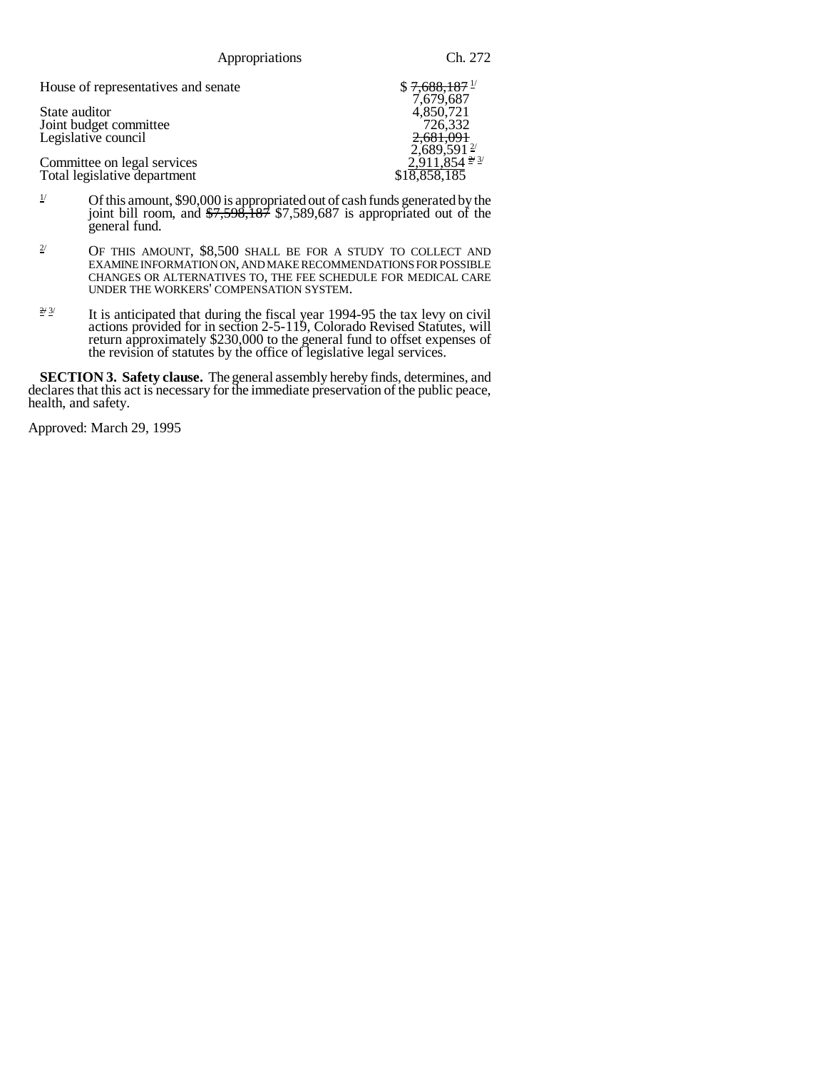| | |
|---|---|
| House of representatives and senate | $ ~~7,688,187~~ [1/] 7,679,687 |
| State auditor | 4,850,721 |
| Joint budget committee | 726,332 |
| Legislative council | ~~2,681,091~~ 2,689,591 [2/] |
| Committee on legal services | 2,911,854 ~~[2/]~~ [3/] |
| Total legislative department | $18,858,185 |

[1/] Of this amount, $90,000 is appropriated out of cash funds generated by the joint bill room, and ~~$7,598,187~~ $7,589,687 is appropriated out of the general fund.

[2/] OF THIS AMOUNT, $8,500 SHALL BE FOR A STUDY TO COLLECT AND EXAMINE INFORMATION ON, AND MAKE RECOMMENDATIONS FOR POSSIBLE CHANGES OR ALTERNATIVES TO, THE FEE SCHEDULE FOR MEDICAL CARE UNDER THE WORKERS' COMPENSATION SYSTEM.

~~[2/]~~ [3/] It is anticipated that during the fiscal year 1994-95 the tax levy on civil actions provided for in section 2-5-119, Colorado Revised Statutes, will return approximately $230,000 to the general fund to offset expenses of the revision of statutes by the office of legislative legal services.

**SECTION 3. Safety clause.** The general assembly hereby finds, determines, and declares that this act is necessary for the immediate preservation of the public peace, health, and safety.

Approved: March 29, 1995